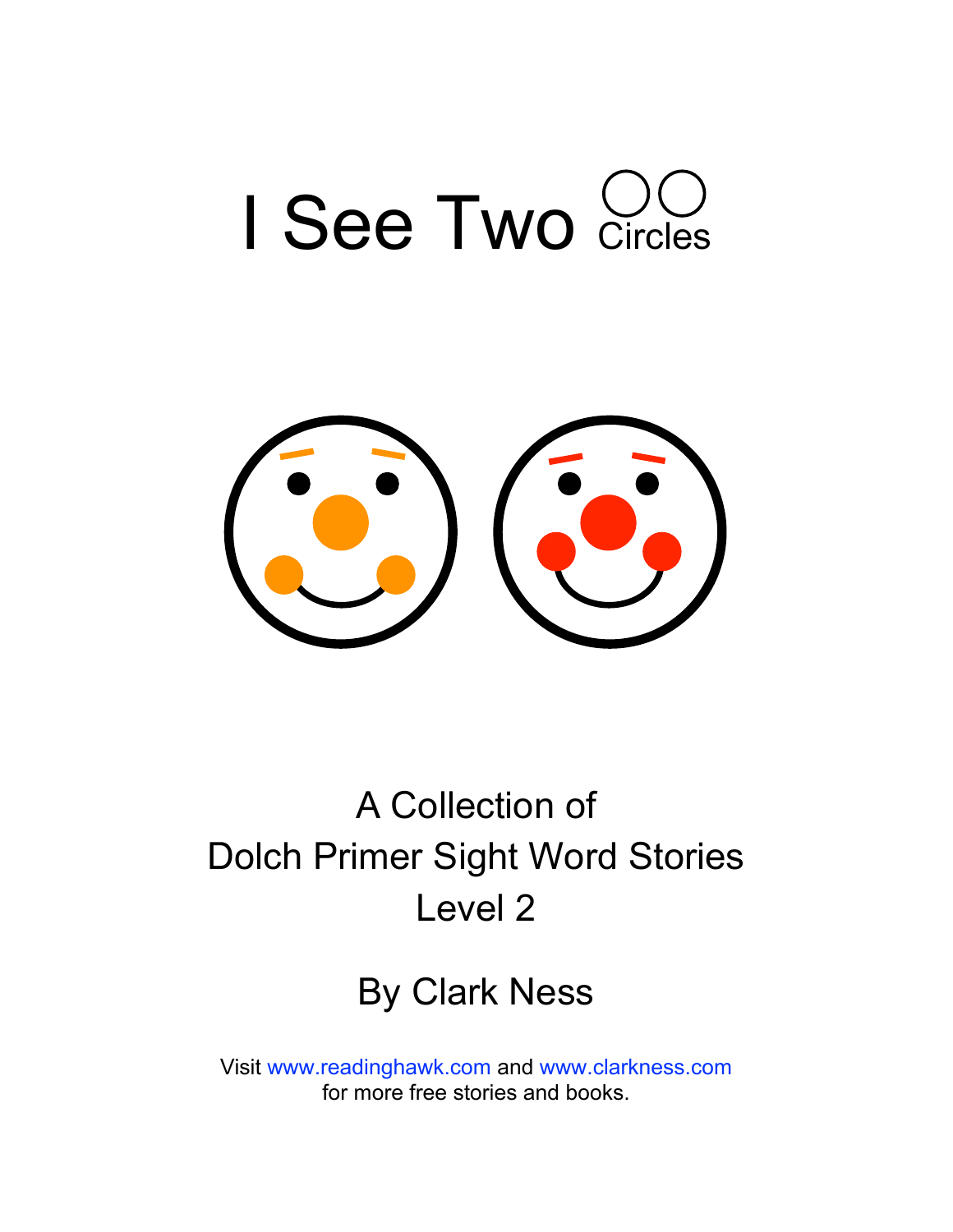# I See Two Circles

A Collection of
Dolch Primer Sight Word Stories
Level 2

By Clark Ness

Visit www.readinghawk.com and www.clarkness.com
for more free stories and books.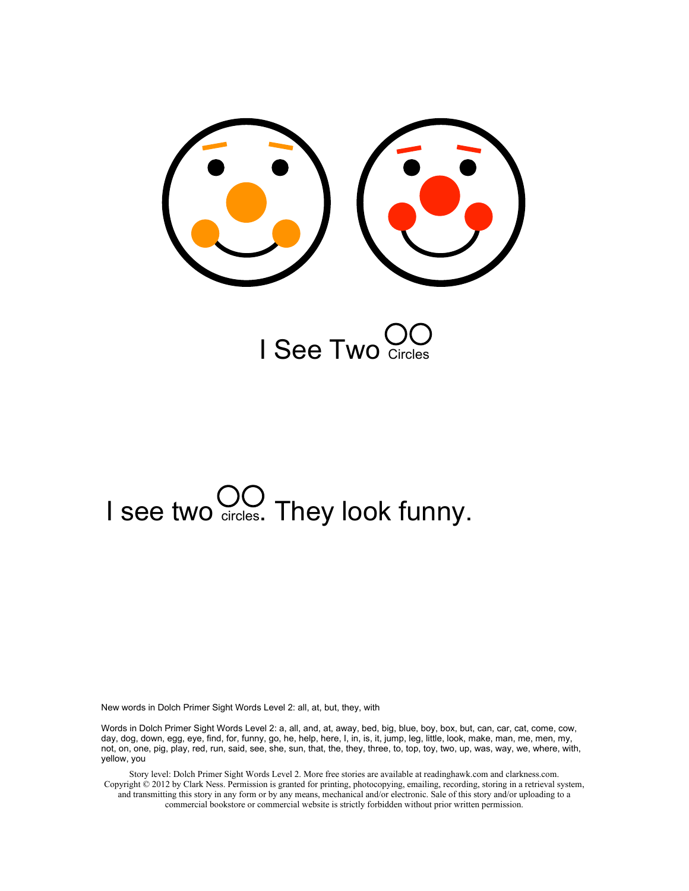# I See Two Circles

I see two circles. They look funny.

New words in Dolch Primer Sight Words Level 2: all, at, but, they, with

Words in Dolch Primer Sight Words Level 2: a, all, and, at, away, bed, big, blue, boy, box, but, can, car, cat, come, cow, day, dog, down, egg, eye, find, for, funny, go, he, help, here, I, in, is, it, jump, leg, little, look, make, man, me, men, my, not, on, one, pig, play, red, run, said, see, she, sun, that, the, they, three, to, top, toy, two, up, was, way, we, where, with, yellow, you

Story level: Dolch Primer Sight Words Level 2. More free stories are available at readinghawk.com and clarkness.com. Copyright © 2012 by Clark Ness. Permission is granted for printing, photocopying, emailing, recording, storing in a retrieval system, and transmitting this story in any form or by any means, mechanical and/or electronic. Sale of this story and/or uploading to a commercial bookstore or commercial website is strictly forbidden without prior written permission.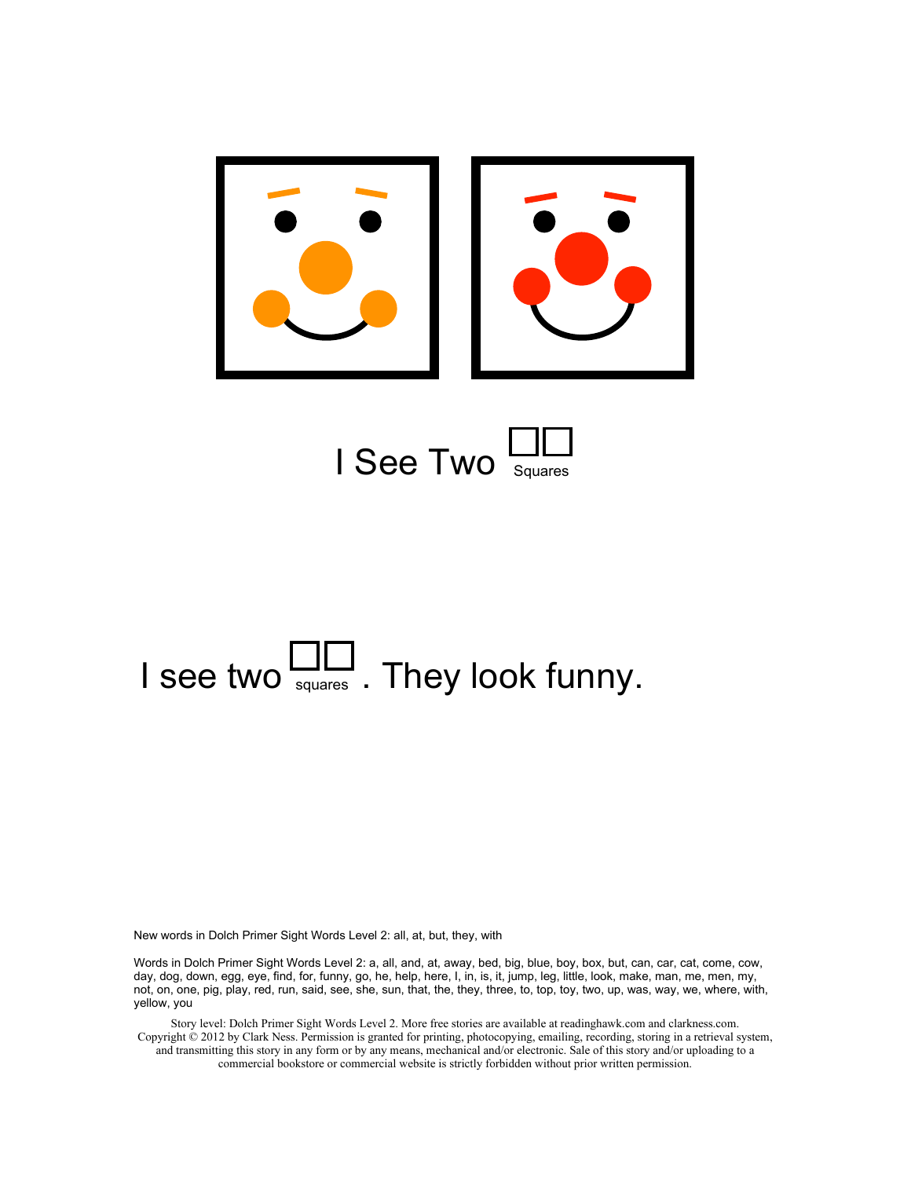# I See Two Squares

I see two squares. They look funny.

New words in Dolch Primer Sight Words Level 2: all, at, but, they, with

Words in Dolch Primer Sight Words Level 2: a, all, and, at, away, bed, big, blue, boy, box, but, can, car, cat, come, cow, day, dog, down, egg, eye, find, for, funny, go, he, help, here, I, in, is, it, jump, leg, little, look, make, man, me, men, my, not, on, one, pig, play, red, run, said, see, she, sun, that, the, they, three, to, top, toy, two, up, was, way, we, where, with, yellow, you

Story level: Dolch Primer Sight Words Level 2. More free stories are available at readinghawk.com and clarkness.com. Copyright © 2012 by Clark Ness. Permission is granted for printing, photocopying, emailing, recording, storing in a retrieval system, and transmitting this story in any form or by any means, mechanical and/or electronic. Sale of this story and/or uploading to a commercial bookstore or commercial website is strictly forbidden without prior written permission.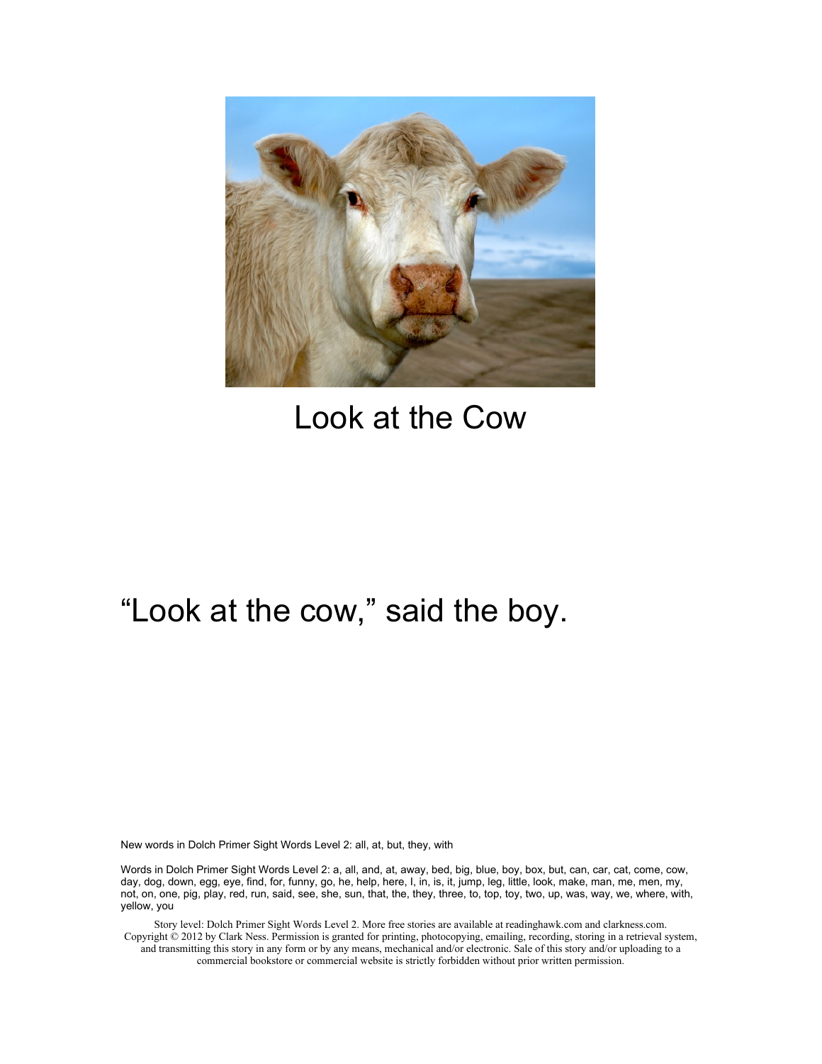# Look at the Cow

"Look at the cow," said the boy.

New words in Dolch Primer Sight Words Level 2: all, at, but, they, with

Words in Dolch Primer Sight Words Level 2: a, all, and, at, away, bed, big, blue, boy, box, but, can, car, cat, come, cow, day, dog, down, egg, eye, find, for, funny, go, he, help, here, I, in, is, it, jump, leg, little, look, make, man, me, men, my, not, on, one, pig, play, red, run, said, see, she, sun, that, the, they, three, to, top, toy, two, up, was, way, we, where, with, yellow, you

Story level: Dolch Primer Sight Words Level 2. More free stories are available at readinghawk.com and clarkness.com. Copyright © 2012 by Clark Ness. Permission is granted for printing, photocopying, emailing, recording, storing in a retrieval system, and transmitting this story in any form or by any means, mechanical and/or electronic. Sale of this story and/or uploading to a commercial bookstore or commercial website is strictly forbidden without prior written permission.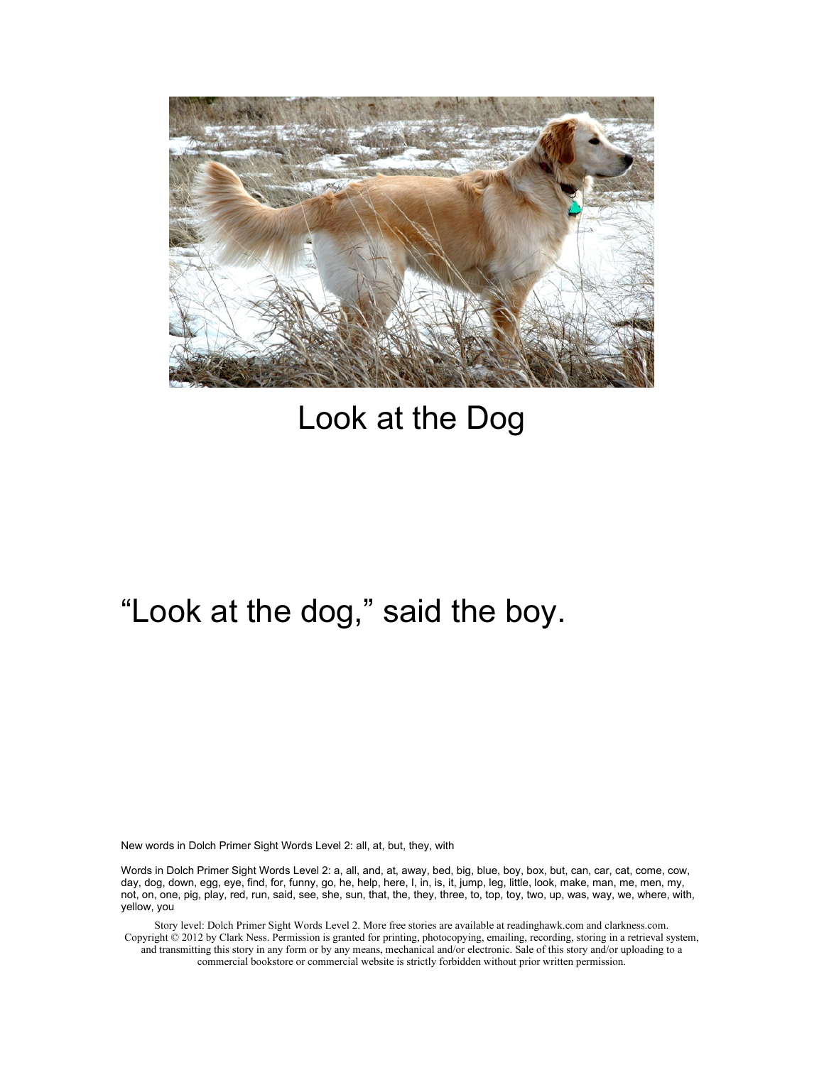# Look at the Dog

"Look at the dog," said the boy.

New words in Dolch Primer Sight Words Level 2: all, at, but, they, with

Words in Dolch Primer Sight Words Level 2: a, all, and, at, away, bed, big, blue, boy, box, but, can, car, cat, come, cow, day, dog, down, egg, eye, find, for, funny, go, he, help, here, I, in, is, it, jump, leg, little, look, make, man, me, men, my, not, on, one, pig, play, red, run, said, see, she, sun, that, the, they, three, to, top, toy, two, up, was, way, we, where, with, yellow, you

Story level: Dolch Primer Sight Words Level 2. More free stories are available at readinghawk.com and clarkness.com. Copyright © 2012 by Clark Ness. Permission is granted for printing, photocopying, emailing, recording, storing in a retrieval system, and transmitting this story in any form or by any means, mechanical and/or electronic. Sale of this story and/or uploading to a commercial bookstore or commercial website is strictly forbidden without prior written permission.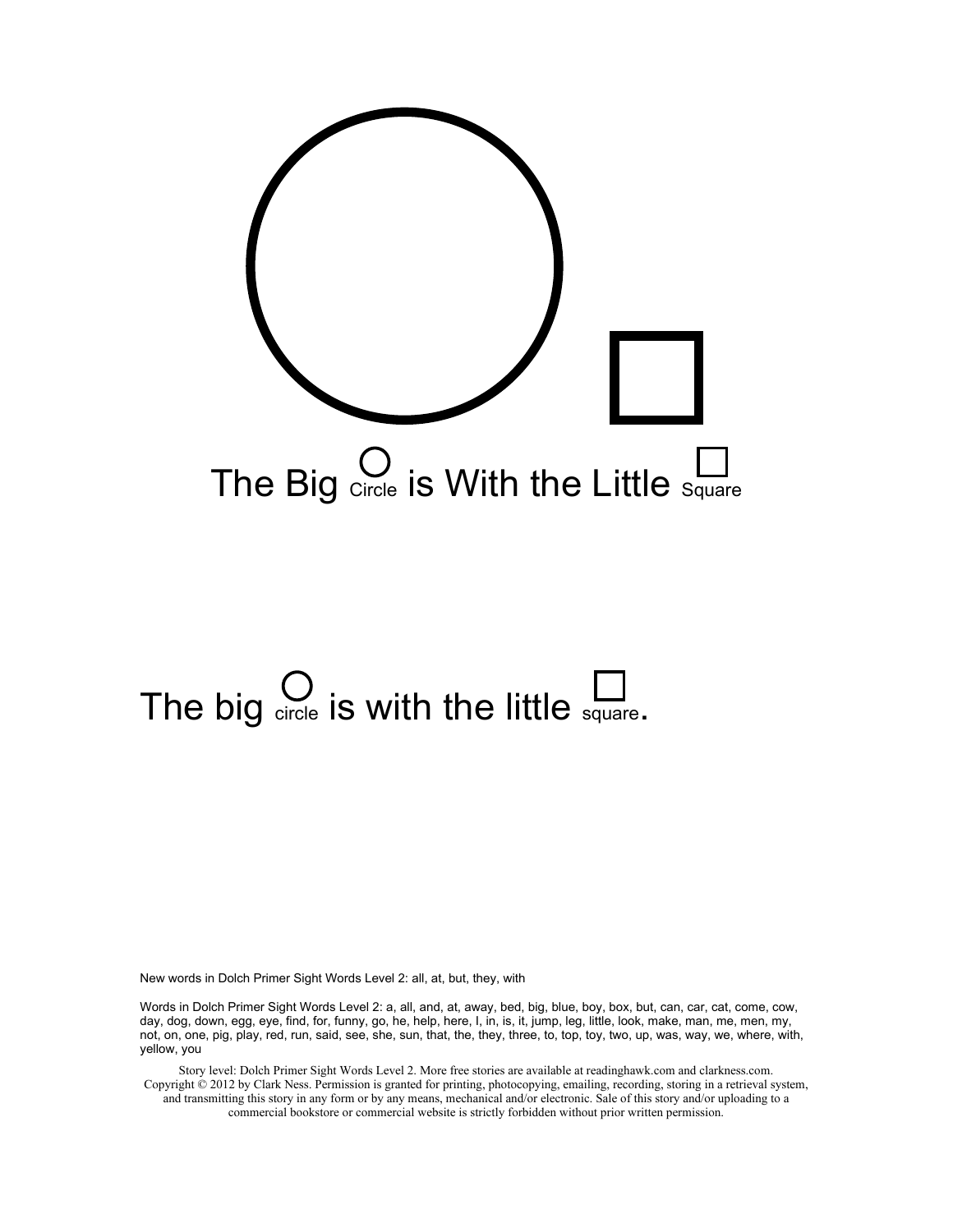The Big Circle is With the Little Square

The big circle is with the little square.

New words in Dolch Primer Sight Words Level 2: all, at, but, they, with

Words in Dolch Primer Sight Words Level 2: a, all, and, at, away, bed, big, blue, boy, box, but, can, car, cat, come, cow, day, dog, down, egg, eye, find, for, funny, go, he, help, here, I, in, is, it, jump, leg, little, look, make, man, me, men, my, not, on, one, pig, play, red, run, said, see, she, sun, that, the, they, three, to, top, toy, two, up, was, way, we, where, with, yellow, you

Story level: Dolch Primer Sight Words Level 2. More free stories are available at readinghawk.com and clarkness.com. Copyright © 2012 by Clark Ness. Permission is granted for printing, photocopying, emailing, recording, storing in a retrieval system, and transmitting this story in any form or by any means, mechanical and/or electronic. Sale of this story and/or uploading to a commercial bookstore or commercial website is strictly forbidden without prior written permission.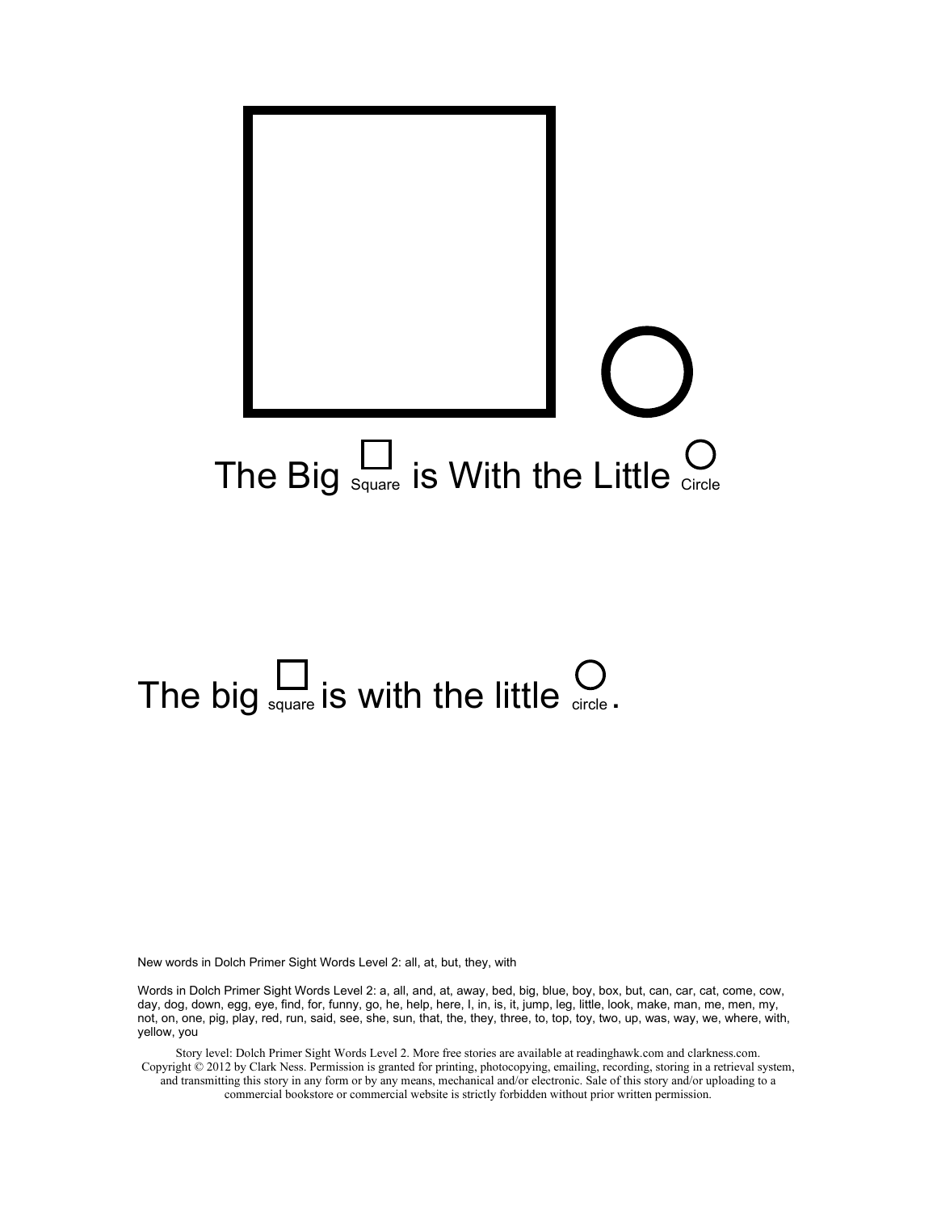The Big □ Square is With the Little ○ Circle

The big □ square is with the little ○ circle.

New words in Dolch Primer Sight Words Level 2: all, at, but, they, with

Words in Dolch Primer Sight Words Level 2: a, all, and, at, away, bed, big, blue, boy, box, but, can, car, cat, come, cow, day, dog, down, egg, eye, find, for, funny, go, he, help, here, I, in, is, it, jump, leg, little, look, make, man, me, men, my, not, on, one, pig, play, red, run, said, see, she, sun, that, the, they, three, to, top, toy, two, up, was, way, we, where, with, yellow, you

Story level: Dolch Primer Sight Words Level 2. More free stories are available at readinghawk.com and clarkness.com. Copyright © 2012 by Clark Ness. Permission is granted for printing, photocopying, emailing, recording, storing in a retrieval system, and transmitting this story in any form or by any means, mechanical and/or electronic. Sale of this story and/or uploading to a commercial bookstore or commercial website is strictly forbidden without prior written permission.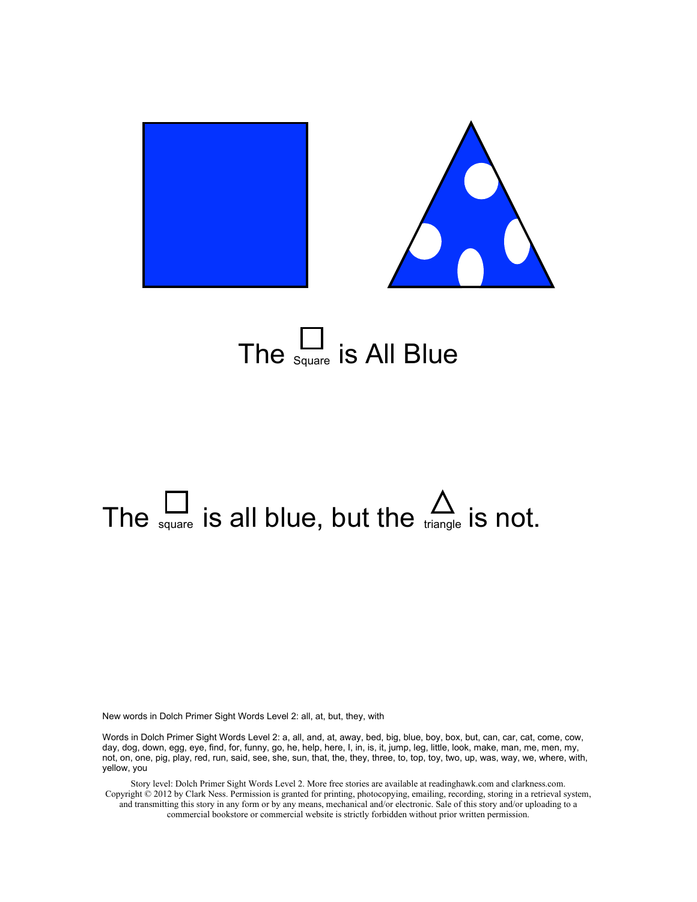# The □ Square is All Blue

The □ square is all blue, but the △ triangle is not.

New words in Dolch Primer Sight Words Level 2: all, at, but, they, with

Words in Dolch Primer Sight Words Level 2: a, all, and, at, away, bed, big, blue, boy, box, but, can, car, cat, come, cow, day, dog, down, egg, eye, find, for, funny, go, he, help, here, I, in, is, it, jump, leg, little, look, make, man, me, men, my, not, on, one, pig, play, red, run, said, see, she, sun, that, the, they, three, to, top, toy, two, up, was, way, we, where, with, yellow, you

Story level: Dolch Primer Sight Words Level 2. More free stories are available at readinghawk.com and clarkness.com. Copyright © 2012 by Clark Ness. Permission is granted for printing, photocopying, emailing, recording, storing in a retrieval system, and transmitting this story in any form or by any means, mechanical and/or electronic. Sale of this story and/or uploading to a commercial bookstore or commercial website is strictly forbidden without prior written permission.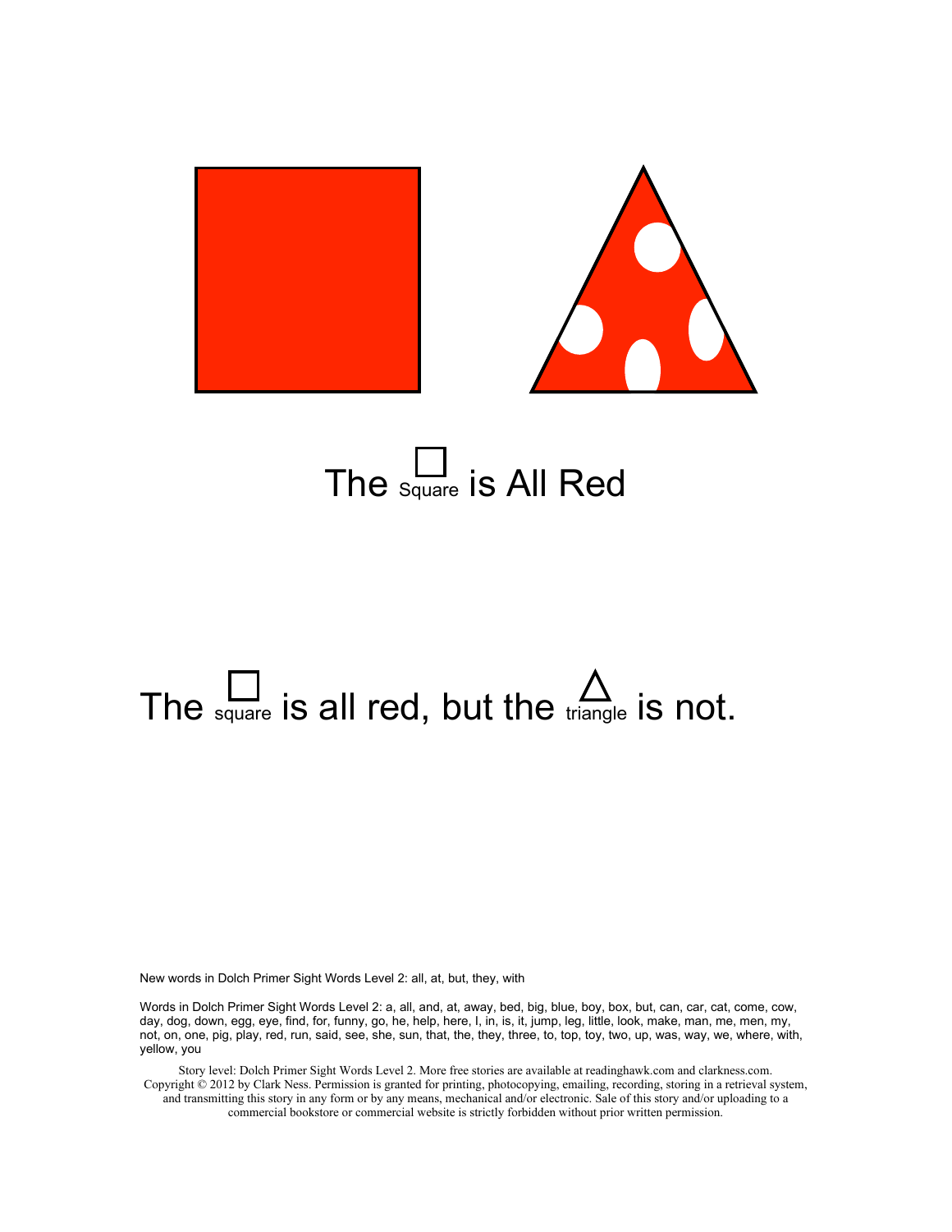## The Square is All Red

The square is all red, but the triangle is not.

New words in Dolch Primer Sight Words Level 2: all, at, but, they, with

Words in Dolch Primer Sight Words Level 2: a, all, and, at, away, bed, big, blue, boy, box, but, can, car, cat, come, cow, day, dog, down, egg, eye, find, for, funny, go, he, help, here, I, in, is, it, jump, leg, little, look, make, man, me, men, my, not, on, one, pig, play, red, run, said, see, she, sun, that, the, they, three, to, top, toy, two, up, was, way, we, where, with, yellow, you

Story level: Dolch Primer Sight Words Level 2. More free stories are available at readinghawk.com and clarkness.com. Copyright © 2012 by Clark Ness. Permission is granted for printing, photocopying, emailing, recording, storing in a retrieval system, and transmitting this story in any form or by any means, mechanical and/or electronic. Sale of this story and/or uploading to a commercial bookstore or commercial website is strictly forbidden without prior written permission.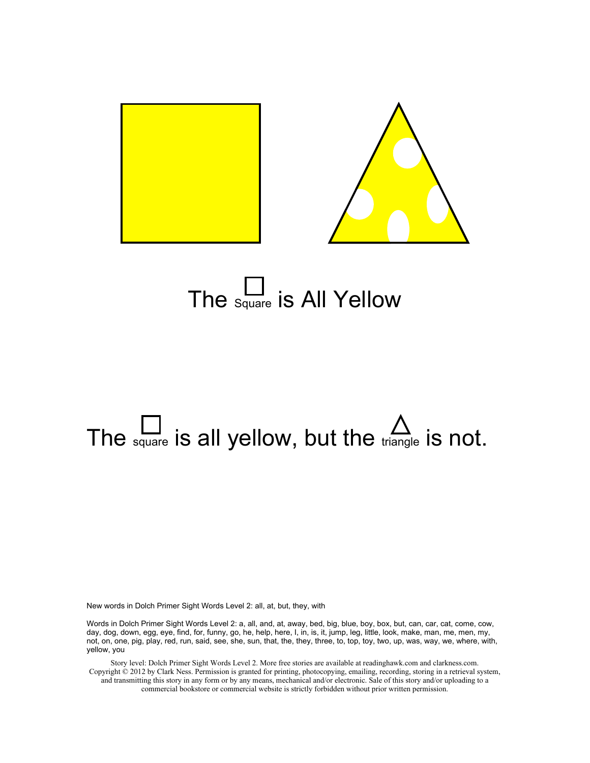# The Square is All Yellow

The square is all yellow, but the triangle is not.

New words in Dolch Primer Sight Words Level 2: all, at, but, they, with

Words in Dolch Primer Sight Words Level 2: a, all, and, at, away, bed, big, blue, boy, box, but, can, car, cat, come, cow, day, dog, down, egg, eye, find, for, funny, go, he, help, here, I, in, is, it, jump, leg, little, look, make, man, me, men, my, not, on, one, pig, play, red, run, said, see, she, sun, that, the, they, three, to, top, toy, two, up, was, way, we, where, with, yellow, you

Story level: Dolch Primer Sight Words Level 2. More free stories are available at readinghawk.com and clarkness.com. Copyright © 2012 by Clark Ness. Permission is granted for printing, photocopying, emailing, recording, storing in a retrieval system, and transmitting this story in any form or by any means, mechanical and/or electronic. Sale of this story and/or uploading to a commercial bookstore or commercial website is strictly forbidden without prior written permission.